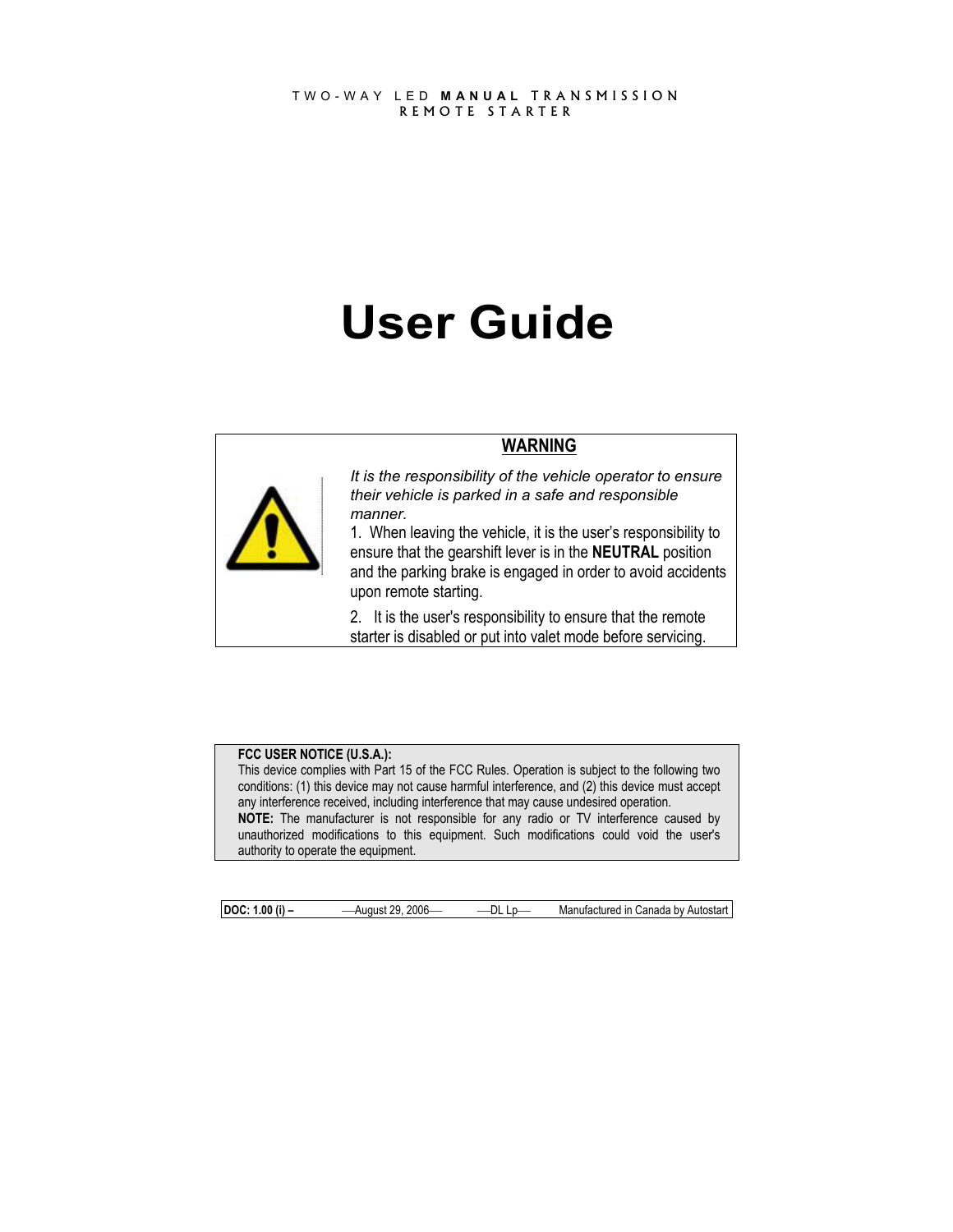TWO-WAY LED **MANUAL** TRANSMISSION REMOTE STARTER

# User Guide

## WARNING

*It is the responsibility of the vehicle operator to ensure their vehicle is parked in a safe and responsible manner.*

1. When leaving the vehicle, it is the user's responsibility to ensure that the gearshift lever is in the **NEUTRAL** position and the parking brake is engaged in order to avoid accidents upon remote starting.
2. It is the user's responsibility to ensure that the remote starter is disabled or put into valet mode before servicing.

**FCC USER NOTICE (U.S.A.):**
This device complies with Part 15 of the FCC Rules. Operation is subject to the following two conditions: (1) this device may not cause harmful interference, and (2) this device must accept any interference received, including interference that may cause undesired operation.
**NOTE:** The manufacturer is not responsible for any radio or TV interference caused by unauthorized modifications to this equipment. Such modifications could void the user's authority to operate the equipment.

| DOC: 1.00 (i) – | —August 29, 2006— | —DL Lp— | Manufactured in Canada by Autostart |
|---|---|---|---|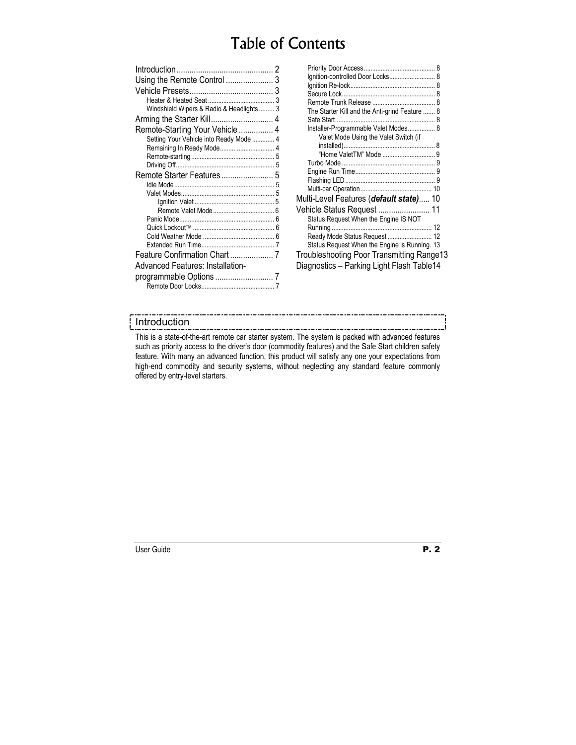# Table of Contents

Introduction............................................ 2
Using the Remote Control ...................... 3
Vehicle Presets...................................... 3
- Heater & Heated Seat ....................................... 3
- Windshield Wipers & Radio & Headlights......... 3

Arming the Starter Kill............................ 4
Remote-Starting Your Vehicle ................ 4
- Setting Your Vehicle into Ready Mode ............. 4
- Remaining In Ready Mode................................ 4
- Remote-starting ................................................ 5
- Driving Off......................................................... 5

Remote Starter Features ........................ 5
- Idle Mode........................................................... 5
- Valet Modes....................................................... 5
  - Ignition Valet .............................................. 5
  - Remote Valet Mode .................................... 6
- Panic Mode........................................................ 6
- Quick Lockout™ ................................................ 6
- Cold Weather Mode .......................................... 6
- Extended Run Time........................................... 7

Feature Confirmation Chart .................... 7
Advanced Features: Installation-programmable Options ........................... 7
- Remote Door Locks........................................... 7
- Priority Door Access.......................................... 8
- Ignition-controlled Door Locks........................... 8
- Ignition Re-lock.................................................. 8
- Secure Lock....................................................... 8
- Remote Trunk Release ..................................... 8
- The Starter Kill and the Anti-grind Feature ....... 8
- Safe Start........................................................... 8
- Installer-Programmable Valet Modes................ 8
  - Valet Mode Using the Valet Switch (if installed)...................................................... 8
  - "Home ValetTM" Mode ............................... 9
- Turbo Mode ....................................................... 9
- Engine Run Time............................................... 9
- Flashing LED..................................................... 9
- Multi-car Operation.......................................... 10

Multi-Level Features (***default state***)..... 10
Vehicle Status Request ........................ 11
- Status Request When the Engine IS NOT Running ........................................................... 12
- Ready Mode Status Request .......................... 12
- Status Request When the Engine is Running. 13

Troubleshooting Poor Transmitting Range13
Diagnostics – Parking Light Flash Table14

## Introduction

This is a state-of-the-art remote car starter system. The system is packed with advanced features such as priority access to the driver's door (commodity features) and the Safe Start children safety feature. With many an advanced function, this product will satisfy any one your expectations from high-end commodity and security systems, without neglecting any standard feature commonly offered by entry-level starters.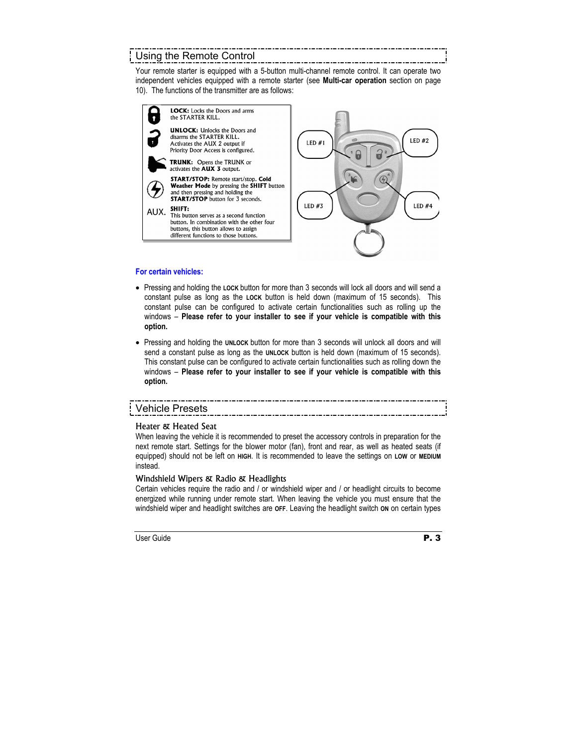## Using the Remote Control

Your remote starter is equipped with a 5-button multi-channel remote control. It can operate two independent vehicles equipped with a remote starter (see **Multi-car operation** section on page 10). The functions of the transmitter are as follows:

**LOCK:** Locks the Doors and arms the STARTER KILL.

**UNLOCK:** Unlocks the Doors and disarms the STARTER KILL. Activates the AUX 2 output if Priority Door Access is configured.

**TRUNK:** Opens the TRUNK or activates the **AUX 3** output.

**START/STOP:** Remote start/stop. **Cold Weather Mode** by pressing the **SHIFT** button and then pressing and holding the **START/STOP** button for 3 seconds.

AUX. **SHIFT:** This button serves as a second function button. In combination with the other four buttons, this button allows to assign different functions to those buttons.

LED #1

LED #2

LED #3

LED #4

**For certain vehicles:**

- Pressing and holding the **LOCK** button for more than 3 seconds will lock all doors and will send a constant pulse as long as the **LOCK** button is held down (maximum of 15 seconds). This constant pulse can be configured to activate certain functionalities such as rolling up the windows – **Please refer to your installer to see if your vehicle is compatible with this option.**
- Pressing and holding the **UNLOCK** button for more than 3 seconds will unlock all doors and will send a constant pulse as long as the **UNLOCK** button is held down (maximum of 15 seconds). This constant pulse can be configured to activate certain functionalities such as rolling down the windows – **Please refer to your installer to see if your vehicle is compatible with this option.**

## Vehicle Presets

### Heater & Heated Seat

When leaving the vehicle it is recommended to preset the accessory controls in preparation for the next remote start. Settings for the blower motor (fan), front and rear, as well as heated seats (if equipped) should not be left on **HIGH**. It is recommended to leave the settings on **LOW** or **MEDIUM** instead.

### Windshield Wipers & Radio & Headlights

Certain vehicles require the radio and / or windshield wiper and / or headlight circuits to become energized while running under remote start. When leaving the vehicle you must ensure that the windshield wiper and headlight switches are **OFF**. Leaving the headlight switch **ON** on certain types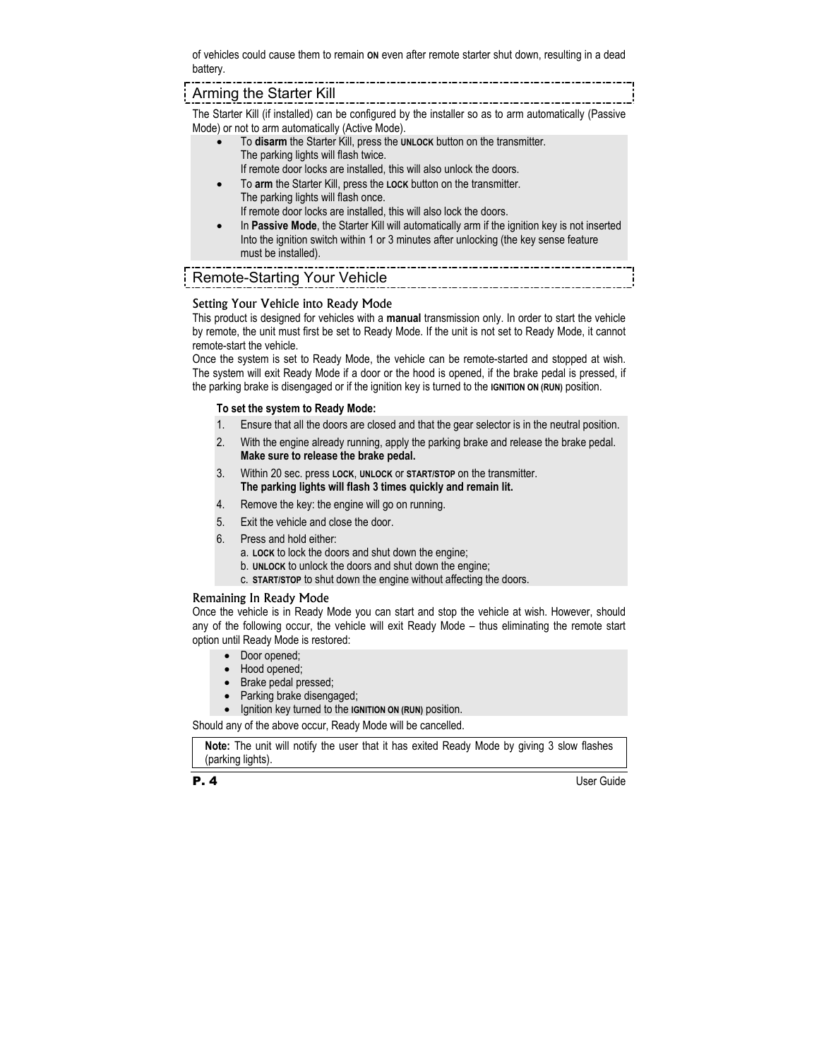of vehicles could cause them to remain **ON** even after remote starter shut down, resulting in a dead battery.

## Arming the Starter Kill

The Starter Kill (if installed) can be configured by the installer so as to arm automatically (Passive Mode) or not to arm automatically (Active Mode).

- To **disarm** the Starter Kill, press the **UNLOCK** button on the transmitter.
  The parking lights will flash twice.
  If remote door locks are installed, this will also unlock the doors.
- To **arm** the Starter Kill, press the **LOCK** button on the transmitter.
  The parking lights will flash once.
  If remote door locks are installed, this will also lock the doors.
- In **Passive Mode**, the Starter Kill will automatically arm if the ignition key is not inserted Into the ignition switch within 1 or 3 minutes after unlocking (the key sense feature must be installed).

## Remote-Starting Your Vehicle

### Setting Your Vehicle into Ready Mode

This product is designed for vehicles with a **manual** transmission only. In order to start the vehicle by remote, the unit must first be set to Ready Mode. If the unit is not set to Ready Mode, it cannot remote-start the vehicle.

Once the system is set to Ready Mode, the vehicle can be remote-started and stopped at wish. The system will exit Ready Mode if a door or the hood is opened, if the brake pedal is pressed, if the parking brake is disengaged or if the ignition key is turned to the **IGNITION ON (RUN)** position.

**To set the system to Ready Mode:**

1. Ensure that all the doors are closed and that the gear selector is in the neutral position.
2. With the engine already running, apply the parking brake and release the brake pedal. **Make sure to release the brake pedal.**
3. Within 20 sec. press **LOCK**, **UNLOCK** or **START/STOP** on the transmitter. **The parking lights will flash 3 times quickly and remain lit.**
4. Remove the key: the engine will go on running.
5. Exit the vehicle and close the door.
6. Press and hold either:
   a. **LOCK** to lock the doors and shut down the engine;
   b. **UNLOCK** to unlock the doors and shut down the engine;
   c. **START/STOP** to shut down the engine without affecting the doors.

### Remaining In Ready Mode

Once the vehicle is in Ready Mode you can start and stop the vehicle at wish. However, should any of the following occur, the vehicle will exit Ready Mode – thus eliminating the remote start option until Ready Mode is restored:

- Door opened;
- Hood opened;
- Brake pedal pressed;
- Parking brake disengaged;
- Ignition key turned to the **IGNITION ON (RUN)** position.

Should any of the above occur, Ready Mode will be cancelled.

**Note:** The unit will notify the user that it has exited Ready Mode by giving 3 slow flashes (parking lights).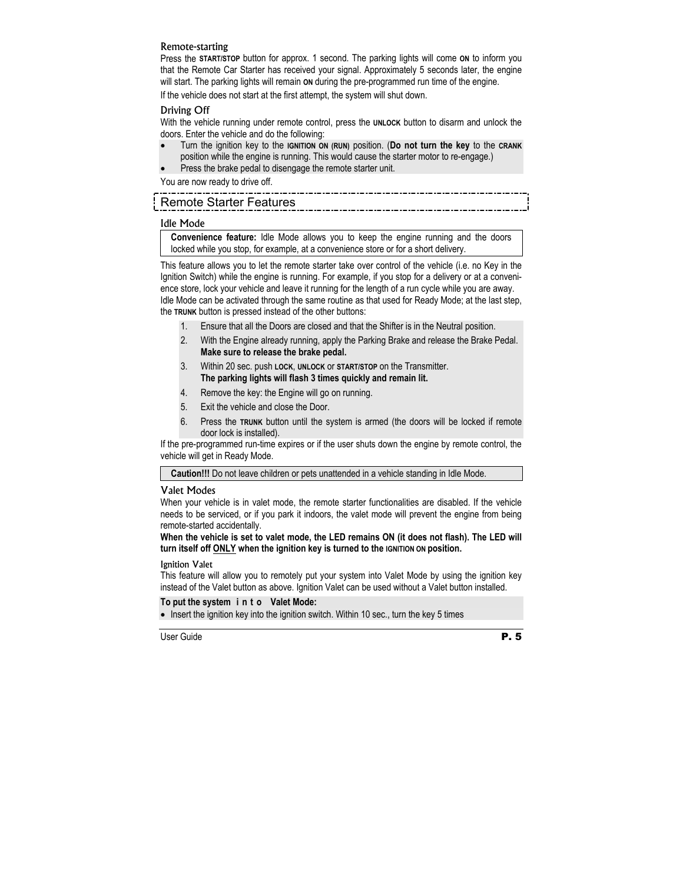### Remote-starting

Press the **START/STOP** button for approx. 1 second. The parking lights will come **ON** to inform you that the Remote Car Starter has received your signal. Approximately 5 seconds later, the engine will start. The parking lights will remain **ON** during the pre-programmed run time of the engine.

If the vehicle does not start at the first attempt, the system will shut down.

### Driving Off

With the vehicle running under remote control, press the **UNLOCK** button to disarm and unlock the doors. Enter the vehicle and do the following:

- Turn the ignition key to the **IGNITION ON (RUN)** position. (**Do not turn the key** to the **CRANK** position while the engine is running. This would cause the starter motor to re-engage.)
- Press the brake pedal to disengage the remote starter unit.

You are now ready to drive off.

## Remote Starter Features

### Idle Mode

**Convenience feature:** Idle Mode allows you to keep the engine running and the doors locked while you stop, for example, at a convenience store or for a short delivery.

This feature allows you to let the remote starter take over control of the vehicle (i.e. no Key in the Ignition Switch) while the engine is running. For example, if you stop for a delivery or at a convenience store, lock your vehicle and leave it running for the length of a run cycle while you are away.

Idle Mode can be activated through the same routine as that used for Ready Mode; at the last step, the **TRUNK** button is pressed instead of the other buttons:

1. Ensure that all the Doors are closed and that the Shifter is in the Neutral position.
2. With the Engine already running, apply the Parking Brake and release the Brake Pedal. **Make sure to release the brake pedal.**
3. Within 20 sec. push **LOCK**, **UNLOCK** or **START/STOP** on the Transmitter. **The parking lights will flash 3 times quickly and remain lit.**
4. Remove the key: the Engine will go on running.
5. Exit the vehicle and close the Door.
6. Press the **TRUNK** button until the system is armed (the doors will be locked if remote door lock is installed).

If the pre-programmed run-time expires or if the user shuts down the engine by remote control, the vehicle will get in Ready Mode.

**Caution!!!** Do not leave children or pets unattended in a vehicle standing in Idle Mode.

### Valet Modes

When your vehicle is in valet mode, the remote starter functionalities are disabled. If the vehicle needs to be serviced, or if you park it indoors, the valet mode will prevent the engine from being remote-started accidentally.

**When the vehicle is set to valet mode, the LED remains ON (it does not flash). The LED will turn itself off <u>ONLY</u> when the ignition key is turned to the IGNITION ON position.**

#### Ignition Valet

This feature will allow you to remotely put your system into Valet Mode by using the ignition key instead of the Valet button as above. Ignition Valet can be used without a Valet button installed.

**To put the system into Valet Mode:**

- Insert the ignition key into the ignition switch. Within 10 sec., turn the key 5 times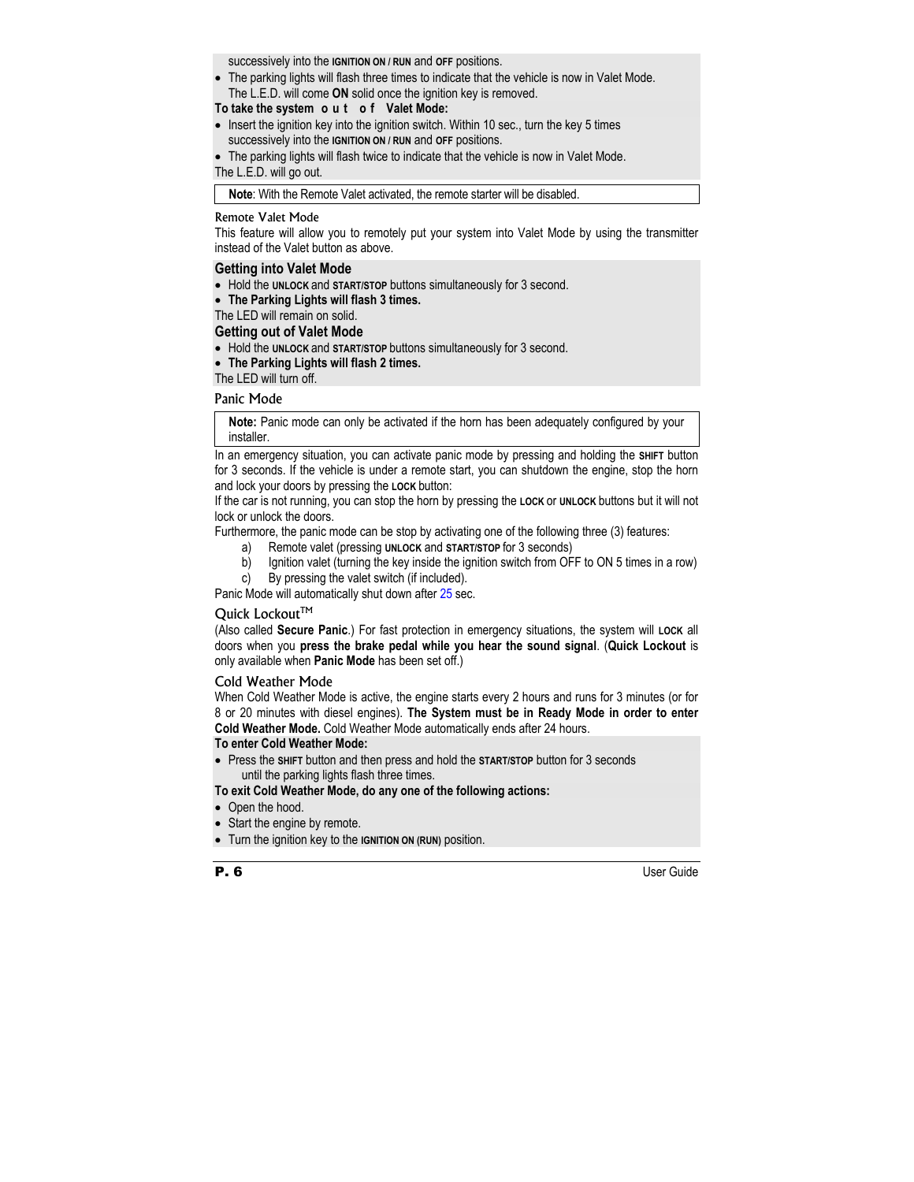successively into the **IGNITION ON / RUN** and **OFF** positions.

- The parking lights will flash three times to indicate that the vehicle is now in Valet Mode. The L.E.D. will come **ON** solid once the ignition key is removed.

**To take the system out of Valet Mode:**

- Insert the ignition key into the ignition switch. Within 10 sec., turn the key 5 times successively into the **IGNITION ON / RUN** and **OFF** positions.
- The parking lights will flash twice to indicate that the vehicle is now in Valet Mode.

The L.E.D. will go out.

> **Note**: With the Remote Valet activated, the remote starter will be disabled.

### Remote Valet Mode

This feature will allow you to remotely put your system into Valet Mode by using the transmitter instead of the Valet button as above.

#### Getting into Valet Mode

- Hold the **UNLOCK** and **START/STOP** buttons simultaneously for 3 second.
- **The Parking Lights will flash 3 times.**

The LED will remain on solid.

#### Getting out of Valet Mode

- Hold the **UNLOCK** and **START/STOP** buttons simultaneously for 3 second.
- **The Parking Lights will flash 2 times.**

The LED will turn off.

### Panic Mode

> **Note:** Panic mode can only be activated if the horn has been adequately configured by your installer.

In an emergency situation, you can activate panic mode by pressing and holding the **SHIFT** button for 3 seconds. If the vehicle is under a remote start, you can shutdown the engine, stop the horn and lock your doors by pressing the **LOCK** button:

If the car is not running, you can stop the horn by pressing the **LOCK** or **UNLOCK** buttons but it will not lock or unlock the doors.

Furthermore, the panic mode can be stop by activating one of the following three (3) features:

a) Remote valet (pressing **UNLOCK** and **START/STOP** for 3 seconds)
b) Ignition valet (turning the key inside the ignition switch from OFF to ON 5 times in a row)
c) By pressing the valet switch (if included).

Panic Mode will automatically shut down after 25 sec.

### Quick Lockout™

(Also called **Secure Panic**.) For fast protection in emergency situations, the system will **LOCK** all doors when you **press the brake pedal while you hear the sound signal**. (**Quick Lockout** is only available when **Panic Mode** has been set off.)

### Cold Weather Mode

When Cold Weather Mode is active, the engine starts every 2 hours and runs for 3 minutes (or for 8 or 20 minutes with diesel engines). **The System must be in Ready Mode in order to enter Cold Weather Mode.** Cold Weather Mode automatically ends after 24 hours.

**To enter Cold Weather Mode:**

- Press the **SHIFT** button and then press and hold the **START/STOP** button for 3 seconds until the parking lights flash three times.

**To exit Cold Weather Mode, do any one of the following actions:**

- Open the hood.
- Start the engine by remote.
- Turn the ignition key to the **IGNITION ON (RUN)** position.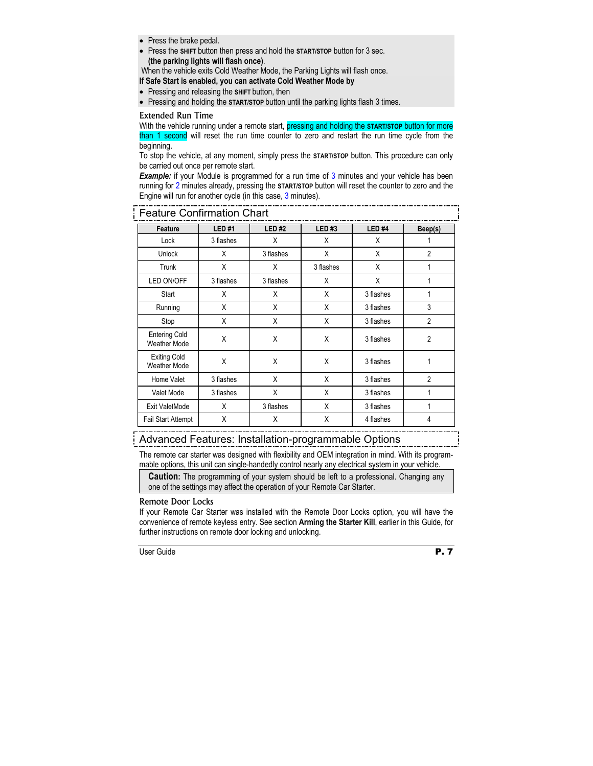- Press the brake pedal.
- Press the **SHIFT** button then press and hold the **START/STOP** button for 3 sec. **(the parking lights will flash once)**.

When the vehicle exits Cold Weather Mode, the Parking Lights will flash once.

**If Safe Start is enabled, you can activate Cold Weather Mode by**

- Pressing and releasing the **SHIFT** button, then
- Pressing and holding the **START/STOP** button until the parking lights flash 3 times.

### Extended Run Time

With the vehicle running under a remote start, pressing and holding the **START/STOP** button for more than 1 second will reset the run time counter to zero and restart the run time cycle from the beginning.

To stop the vehicle, at any moment, simply press the **START/STOP** button. This procedure can only be carried out once per remote start.

***Example:*** if your Module is programmed for a run time of 3 minutes and your vehicle has been running for 2 minutes already, pressing the **START/STOP** button will reset the counter to zero and the Engine will run for another cycle (in this case, 3 minutes).

## Feature Confirmation Chart

| Feature | LED #1 | LED #2 | LED #3 | LED #4 | Beep(s) |
|---|---|---|---|---|---|
| Lock | 3 flashes | X | X | X | 1 |
| Unlock | X | 3 flashes | X | X | 2 |
| Trunk | X | X | 3 flashes | X | 1 |
| LED ON/OFF | 3 flashes | 3 flashes | X | X | 1 |
| Start | X | X | X | 3 flashes | 1 |
| Running | X | X | X | 3 flashes | 3 |
| Stop | X | X | X | 3 flashes | 2 |
| Entering Cold Weather Mode | X | X | X | 3 flashes | 2 |
| Exiting Cold Weather Mode | X | X | X | 3 flashes | 1 |
| Home Valet | 3 flashes | X | X | 3 flashes | 2 |
| Valet Mode | 3 flashes | X | X | 3 flashes | 1 |
| Exit ValetMode | X | 3 flashes | X | 3 flashes | 1 |
| Fail Start Attempt | X | X | X | 4 flashes | 4 |

## Advanced Features: Installation-programmable Options

The remote car starter was designed with flexibility and OEM integration in mind. With its programmable options, this unit can single-handedly control nearly any electrical system in your vehicle.

**Caution:** The programming of your system should be left to a professional. Changing any one of the settings may affect the operation of your Remote Car Starter.

### Remote Door Locks

If your Remote Car Starter was installed with the Remote Door Locks option, you will have the convenience of remote keyless entry. See section **Arming the Starter Kill**, earlier in this Guide, for further instructions on remote door locking and unlocking.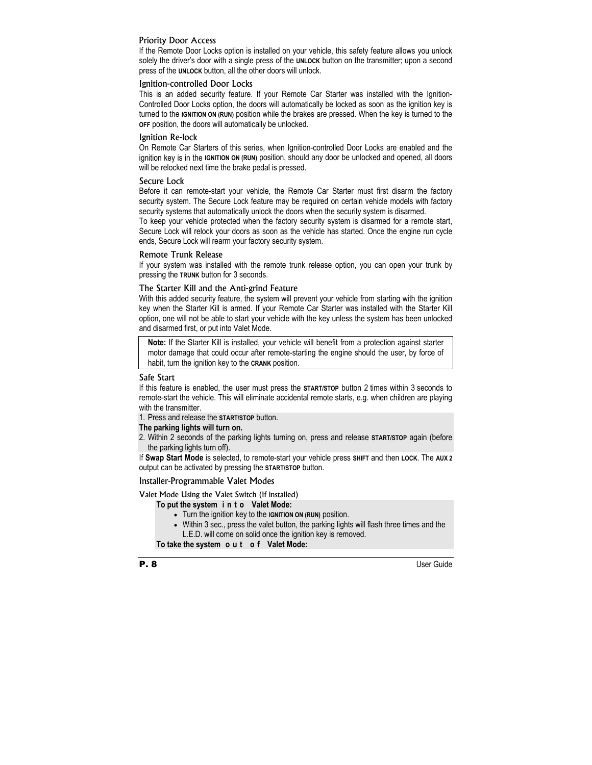### Priority Door Access

If the Remote Door Locks option is installed on your vehicle, this safety feature allows you unlock solely the driver's door with a single press of the **UNLOCK** button on the transmitter; upon a second press of the **UNLOCK** button, all the other doors will unlock.

### Ignition-controlled Door Locks

This is an added security feature. If your Remote Car Starter was installed with the Ignition-Controlled Door Locks option, the doors will automatically be locked as soon as the ignition key is turned to the **IGNITION ON (RUN)** position while the brakes are pressed. When the key is turned to the **OFF** position, the doors will automatically be unlocked.

### Ignition Re-lock

On Remote Car Starters of this series, when Ignition-controlled Door Locks are enabled and the ignition key is in the **IGNITION ON (RUN)** position, should any door be unlocked and opened, all doors will be relocked next time the brake pedal is pressed.

### Secure Lock

Before it can remote-start your vehicle, the Remote Car Starter must first disarm the factory security system. The Secure Lock feature may be required on certain vehicle models with factory security systems that automatically unlock the doors when the security system is disarmed.

To keep your vehicle protected when the factory security system is disarmed for a remote start, Secure Lock will relock your doors as soon as the vehicle has started. Once the engine run cycle ends, Secure Lock will rearm your factory security system.

### Remote Trunk Release

If your system was installed with the remote trunk release option, you can open your trunk by pressing the **TRUNK** button for 3 seconds.

### The Starter Kill and the Anti-grind Feature

With this added security feature, the system will prevent your vehicle from starting with the ignition key when the Starter Kill is armed. If your Remote Car Starter was installed with the Starter Kill option, one will not be able to start your vehicle with the key unless the system has been unlocked and disarmed first, or put into Valet Mode.

> **Note:** If the Starter Kill is installed, your vehicle will benefit from a protection against starter motor damage that could occur after remote-starting the engine should the user, by force of habit, turn the ignition key to the **CRANK** position.

### Safe Start

If this feature is enabled, the user must press the **START/STOP** button 2 times within 3 seconds to remote-start the vehicle. This will eliminate accidental remote starts, e.g. when children are playing with the transmitter.

1. Press and release the **START/STOP** button.

**The parking lights will turn on.**

2. Within 2 seconds of the parking lights turning on, press and release **START/STOP** again (before the parking lights turn off).

If **Swap Start Mode** is selected, to remote-start your vehicle press **SHIFT** and then **LOCK**. The **AUX 2** output can be activated by pressing the **START/STOP** button.

### Installer-Programmable Valet Modes

#### Valet Mode Using the Valet Switch (if installed)

**To put the system into Valet Mode:**

- Turn the ignition key to the **IGNITION ON (RUN)** position.
- Within 3 sec., press the valet button, the parking lights will flash three times and the L.E.D. will come on solid once the ignition key is removed.

**To take the system out of Valet Mode:**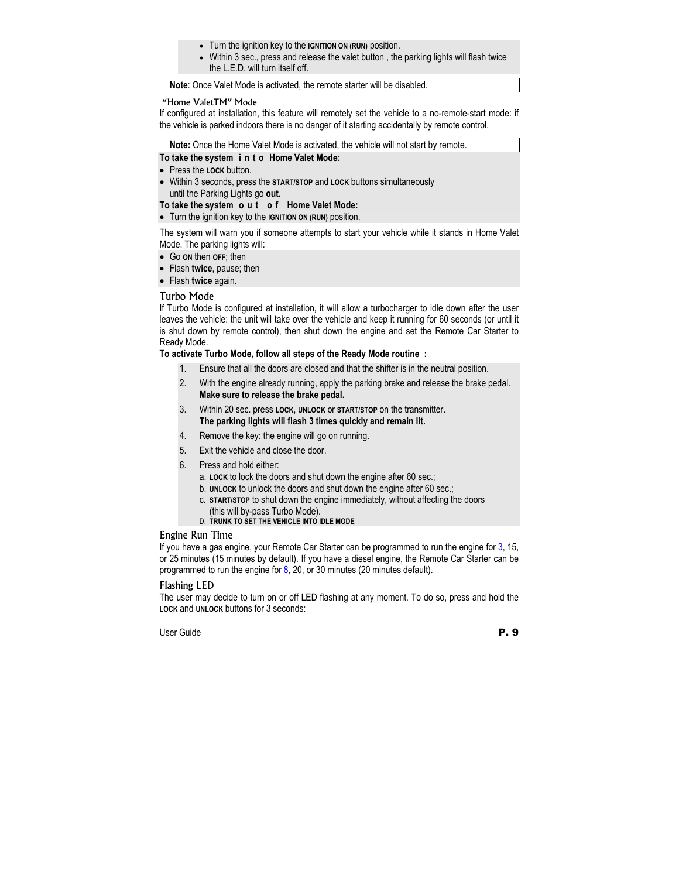- Turn the ignition key to the **IGNITION ON (RUN)** position.
- Within 3 sec., press and release the valet button , the parking lights will flash twice the L.E.D. will turn itself off.

**Note**: Once Valet Mode is activated, the remote starter will be disabled.

### "Home ValetTM" Mode

If configured at installation, this feature will remotely set the vehicle to a no-remote-start mode: if the vehicle is parked indoors there is no danger of it starting accidentally by remote control.

**Note:** Once the Home Valet Mode is activated, the vehicle will not start by remote.

**To take the system i n t o Home Valet Mode:**

- Press the **LOCK** button.
- Within 3 seconds, press the **START/STOP** and **LOCK** buttons simultaneously until the Parking Lights go **out.**

**To take the system o u t o f Home Valet Mode:**

- Turn the ignition key to the **IGNITION ON (RUN)** position.

The system will warn you if someone attempts to start your vehicle while it stands in Home Valet Mode. The parking lights will:

- Go **ON** then **OFF**; then
- Flash **twice**, pause; then
- Flash **twice** again.

### Turbo Mode

If Turbo Mode is configured at installation, it will allow a turbocharger to idle down after the user leaves the vehicle: the unit will take over the vehicle and keep it running for 60 seconds (or until it is shut down by remote control), then shut down the engine and set the Remote Car Starter to Ready Mode.

**To activate Turbo Mode, follow all steps of the Ready Mode routine :**

1. Ensure that all the doors are closed and that the shifter is in the neutral position.
2. With the engine already running, apply the parking brake and release the brake pedal. **Make sure to release the brake pedal.**
3. Within 20 sec. press **LOCK**, **UNLOCK** or **START/STOP** on the transmitter. **The parking lights will flash 3 times quickly and remain lit.**
4. Remove the key: the engine will go on running.
5. Exit the vehicle and close the door.
6. Press and hold either:
   a. **LOCK** to lock the doors and shut down the engine after 60 sec.;
   b. **UNLOCK** to unlock the doors and shut down the engine after 60 sec.;
   c. **START/STOP** to shut down the engine immediately, without affecting the doors (this will by-pass Turbo Mode).
   D. **TRUNK TO SET THE VEHICLE INTO IDLE MODE**

### Engine Run Time

If you have a gas engine, your Remote Car Starter can be programmed to run the engine for 3, 15, or 25 minutes (15 minutes by default). If you have a diesel engine, the Remote Car Starter can be programmed to run the engine for 8, 20, or 30 minutes (20 minutes default).

### Flashing LED

The user may decide to turn on or off LED flashing at any moment. To do so, press and hold the **LOCK** and **UNLOCK** buttons for 3 seconds: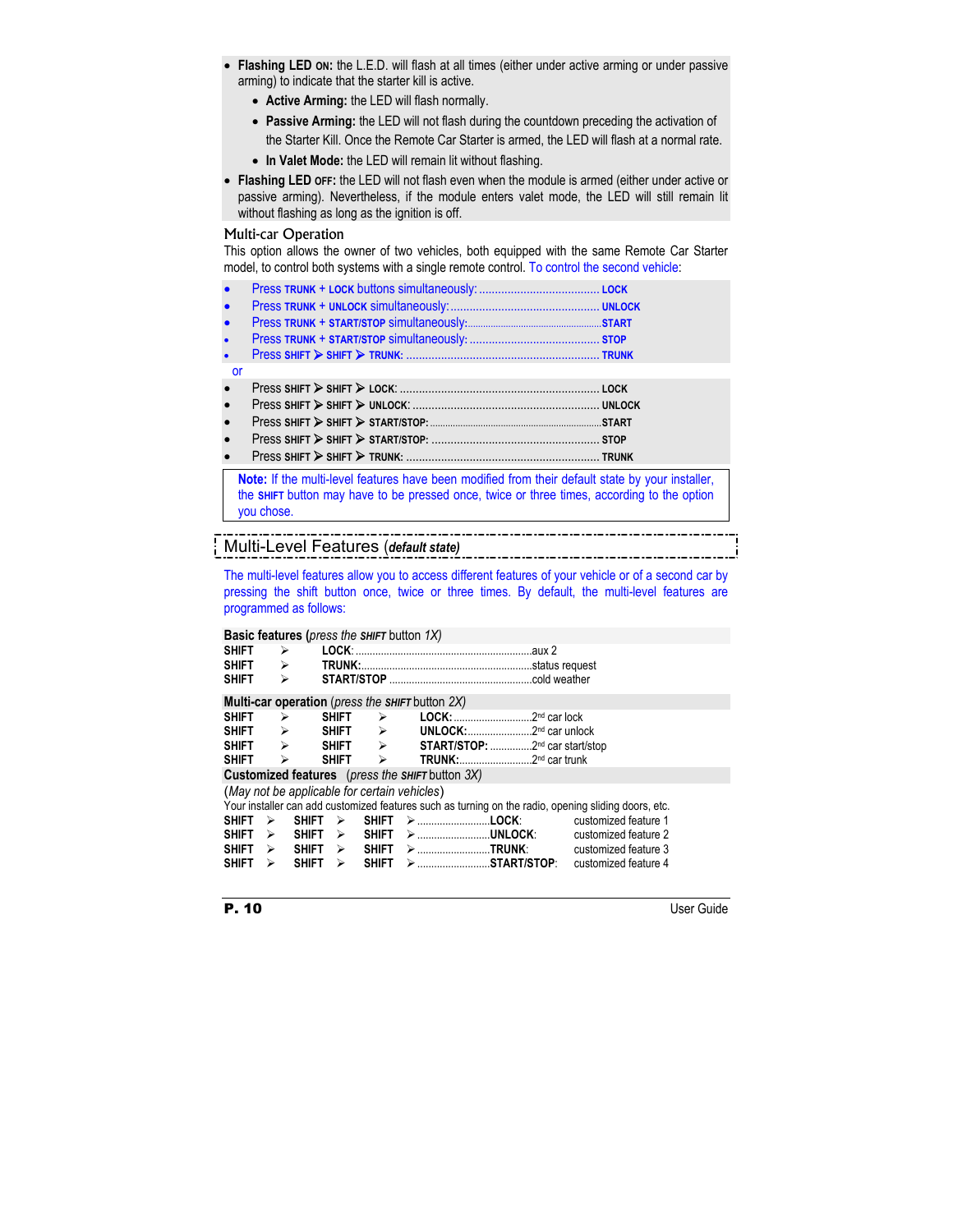- **Flashing LED ON:** the L.E.D. will flash at all times (either under active arming or under passive arming) to indicate that the starter kill is active.
  - **Active Arming:** the LED will flash normally.
  - **Passive Arming:** the LED will not flash during the countdown preceding the activation of the Starter Kill. Once the Remote Car Starter is armed, the LED will flash at a normal rate.
  - **In Valet Mode:** the LED will remain lit without flashing.
- **Flashing LED OFF:** the LED will not flash even when the module is armed (either under active or passive arming). Nevertheless, if the module enters valet mode, the LED will still remain lit without flashing as long as the ignition is off.

## Multi-car Operation

This option allows the owner of two vehicles, both equipped with the same Remote Car Starter model, to control both systems with a single remote control. To control the second vehicle:

- Press **TRUNK** + **LOCK** buttons simultaneously: ...................................... **LOCK**
- Press **TRUNK** + **UNLOCK** simultaneously:............................................... **UNLOCK**
- Press **TRUNK** + **START/STOP** simultaneously:.............................................**START**
- Press **TRUNK** + **START/STOP** simultaneously: ......................................... **STOP**
- Press **SHIFT** ➢ **SHIFT** ➢ **TRUNK:** ............................................................ **TRUNK**

or

- Press **SHIFT** ➢ **SHIFT** ➢ **LOCK:** ............................................................... **LOCK**
- Press **SHIFT** ➢ **SHIFT** ➢ **UNLOCK:** ........................................................... **UNLOCK**
- Press **SHIFT** ➢ **SHIFT** ➢ **START/STOP:** ....................................................**START**
- Press **SHIFT** ➢ **SHIFT** ➢ **START/STOP:** ..................................................... **STOP**
- Press **SHIFT** ➢ **SHIFT** ➢ **TRUNK:** ............................................................ **TRUNK**

> **Note:** If the multi-level features have been modified from their default state by your installer, the **SHIFT** button may have to be pressed once, twice or three times, according to the option you chose.

## Multi-Level Features (*default state*)

The multi-level features allow you to access different features of your vehicle or of a second car by pressing the shift button once, twice or three times. By default, the multi-level features are programmed as follows:

**Basic features** (*press the* ***SHIFT*** button *1X*)

**SHIFT** ➢ **LOCK**: ............................................................aux 2
**SHIFT** ➢ **TRUNK:**...........................................................status request
**SHIFT** ➢ **START/STOP** .................................................cold weather

**Multi-car operation** (*press the* ***SHIFT*** button *2X*)

**SHIFT** ➢ **SHIFT** ➢ **LOCK:** ............................2nd car lock
**SHIFT** ➢ **SHIFT** ➢ **UNLOCK:**........................2nd car unlock
**SHIFT** ➢ **SHIFT** ➢ **START/STOP:** ..............2nd car start/stop
**SHIFT** ➢ **SHIFT** ➢ **TRUNK:**..........................2nd car trunk

**Customized features** (*press the* ***SHIFT*** button *3X*)

(*May not be applicable for certain vehicles*)

Your installer can add customized features such as turning on the radio, opening sliding doors, etc.

**SHIFT** ➢ **SHIFT** ➢ **SHIFT** ➢ ..........................**LOCK**: customized feature 1
**SHIFT** ➢ **SHIFT** ➢ **SHIFT** ➢ ..........................**UNLOCK**: customized feature 2
**SHIFT** ➢ **SHIFT** ➢ **SHIFT** ➢ ..........................**TRUNK**: customized feature 3
**SHIFT** ➢ **SHIFT** ➢ **SHIFT** ➢ ..........................**START/STOP**: customized feature 4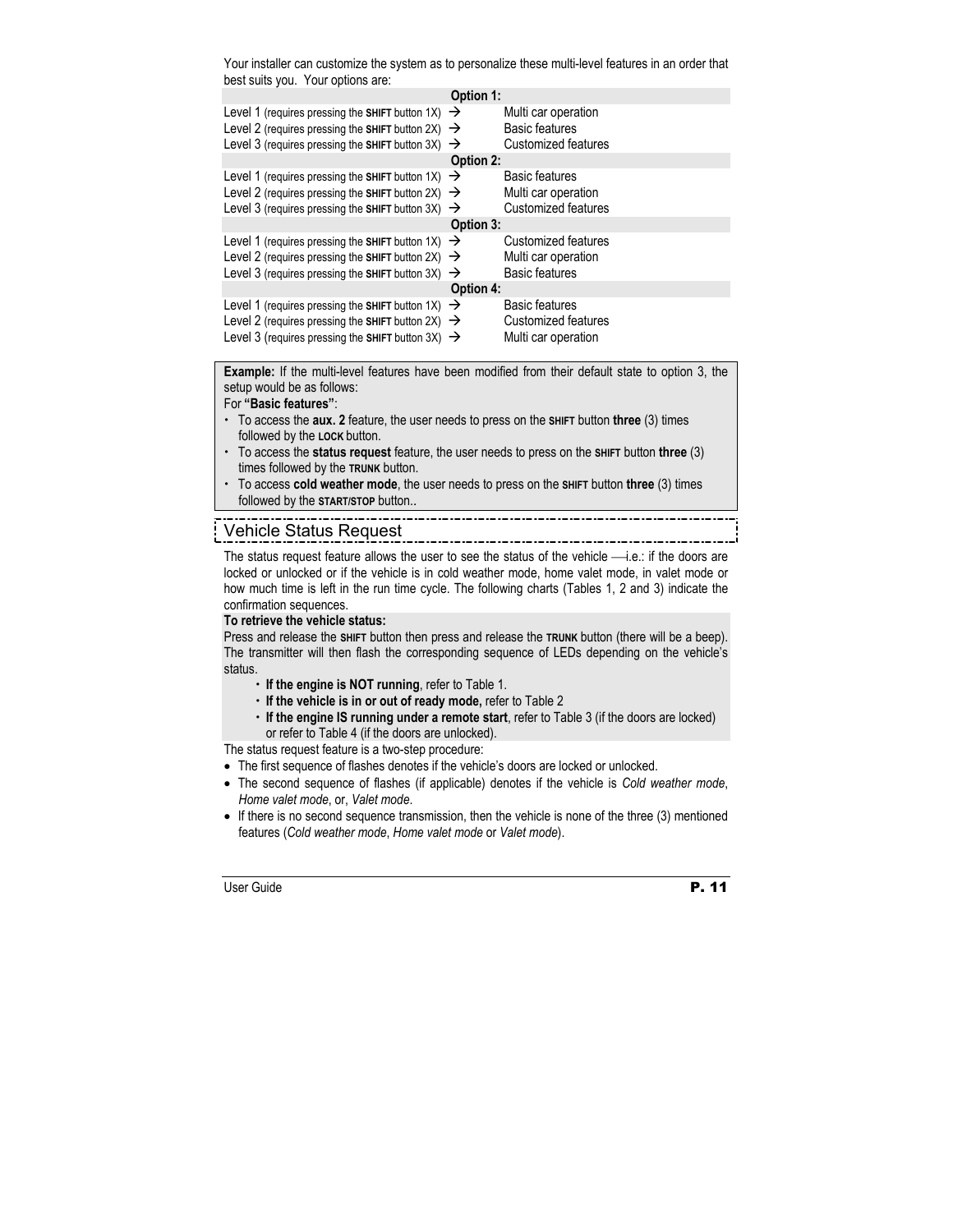Your installer can customize the system as to personalize these multi-level features in an order that best suits you. Your options are:

| | | |
|---|---|---|
| **Option 1:** | | |
| Level 1 (requires pressing the **SHIFT** button 1X) | → | Multi car operation |
| Level 2 (requires pressing the **SHIFT** button 2X) | → | Basic features |
| Level 3 (requires pressing the **SHIFT** button 3X) | → | Customized features |
| **Option 2:** | | |
| Level 1 (requires pressing the **SHIFT** button 1X) | → | Basic features |
| Level 2 (requires pressing the **SHIFT** button 2X) | → | Multi car operation |
| Level 3 (requires pressing the **SHIFT** button 3X) | → | Customized features |
| **Option 3:** | | |
| Level 1 (requires pressing the **SHIFT** button 1X) | → | Customized features |
| Level 2 (requires pressing the **SHIFT** button 2X) | → | Multi car operation |
| Level 3 (requires pressing the **SHIFT** button 3X) | → | Basic features |
| **Option 4:** | | |
| Level 1 (requires pressing the **SHIFT** button 1X) | → | Basic features |
| Level 2 (requires pressing the **SHIFT** button 2X) | → | Customized features |
| Level 3 (requires pressing the **SHIFT** button 3X) | → | Multi car operation |

**Example:** If the multi-level features have been modified from their default state to option 3, the setup would be as follows:

For **"Basic features"**:

- To access the **aux. 2** feature, the user needs to press on the **SHIFT** button **three** (3) times followed by the **LOCK** button.
- To access the **status request** feature, the user needs to press on the **SHIFT** button **three** (3) times followed by the **TRUNK** button.
- To access **cold weather mode**, the user needs to press on the **SHIFT** button **three** (3) times followed by the **START/STOP** button..

## Vehicle Status Request

The status request feature allows the user to see the status of the vehicle —i.e.: if the doors are locked or unlocked or if the vehicle is in cold weather mode, home valet mode, in valet mode or how much time is left in the run time cycle. The following charts (Tables 1, 2 and 3) indicate the confirmation sequences.

**To retrieve the vehicle status:**

Press and release the **SHIFT** button then press and release the **TRUNK** button (there will be a beep). The transmitter will then flash the corresponding sequence of LEDs depending on the vehicle's status.

- **If the engine is NOT running**, refer to Table 1.
- **If the vehicle is in or out of ready mode,** refer to Table 2
- **If the engine IS running under a remote start**, refer to Table 3 (if the doors are locked) or refer to Table 4 (if the doors are unlocked).

The status request feature is a two-step procedure:

- The first sequence of flashes denotes if the vehicle's doors are locked or unlocked.
- The second sequence of flashes (if applicable) denotes if the vehicle is *Cold weather mode*, *Home valet mode*, or, *Valet mode*.
- If there is no second sequence transmission, then the vehicle is none of the three (3) mentioned features (*Cold weather mode*, *Home valet mode* or *Valet mode*).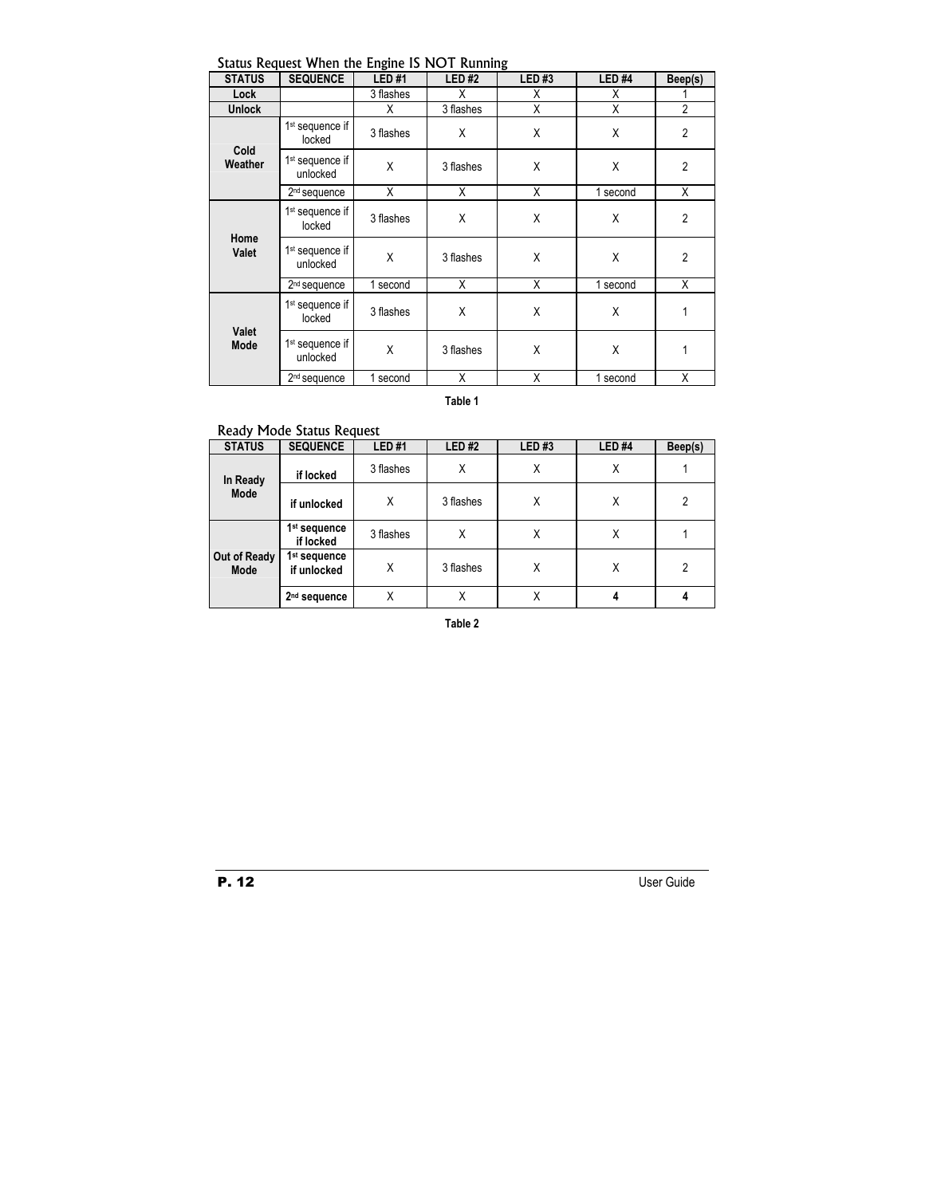## Status Request When the Engine IS NOT Running

| STATUS | SEQUENCE | LED #1 | LED #2 | LED #3 | LED #4 | Beep(s) |
|---|---|---|---|---|---|---|
| **Lock** | | 3 flashes | X | X | X | 1 |
| **Unlock** | | X | 3 flashes | X | X | 2 |
| **Cold Weather** | 1st sequence if locked | 3 flashes | X | X | X | 2 |
| | 1st sequence if unlocked | X | 3 flashes | X | X | 2 |
| | 2nd sequence | X | X | X | 1 second | X |
| **Home Valet** | 1st sequence if locked | 3 flashes | X | X | X | 2 |
| | 1st sequence if unlocked | X | 3 flashes | X | X | 2 |
| | 2nd sequence | 1 second | X | X | 1 second | X |
| **Valet Mode** | 1st sequence if locked | 3 flashes | X | X | X | 1 |
| | 1st sequence if unlocked | X | 3 flashes | X | X | 1 |
| | 2nd sequence | 1 second | X | X | 1 second | X |

**Table 1**

## Ready Mode Status Request

| STATUS | SEQUENCE | LED #1 | LED #2 | LED #3 | LED #4 | Beep(s) |
|---|---|---|---|---|---|---|
| **In Ready Mode** | **if locked** | 3 flashes | X | X | X | 1 |
| | **if unlocked** | X | 3 flashes | X | X | 2 |
| **Out of Ready Mode** | **1st sequence if locked** | 3 flashes | X | X | X | 1 |
| | **1st sequence if unlocked** | X | 3 flashes | X | X | 2 |
| | **2nd sequence** | X | X | X | **4** | **4** |

**Table 2**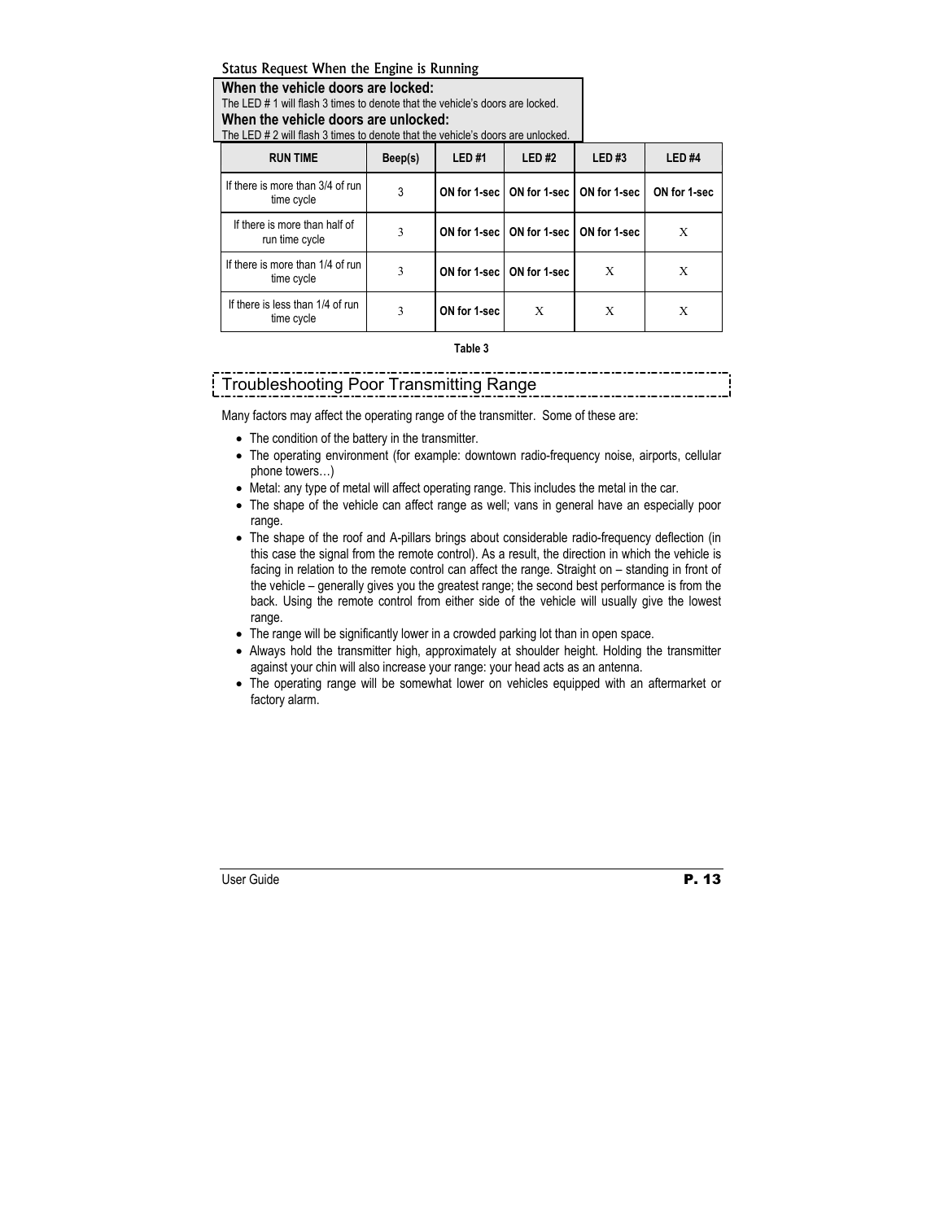### Status Request When the Engine is Running

**When the vehicle doors are locked:**
The LED # 1 will flash 3 times to denote that the vehicle's doors are locked.
**When the vehicle doors are unlocked:**
The LED # 2 will flash 3 times to denote that the vehicle's doors are unlocked.

| RUN TIME | Beep(s) | LED #1 | LED #2 | LED #3 | LED #4 |
|---|---|---|---|---|---|
| If there is more than 3/4 of run time cycle | 3 | ON for 1-sec | ON for 1-sec | ON for 1-sec | ON for 1-sec |
| If there is more than half of run time cycle | 3 | ON for 1-sec | ON for 1-sec | ON for 1-sec | X |
| If there is more than 1/4 of run time cycle | 3 | ON for 1-sec | ON for 1-sec | X | X |
| If there is less than 1/4 of run time cycle | 3 | ON for 1-sec | X | X | X |

**Table 3**

## Troubleshooting Poor Transmitting Range

Many factors may affect the operating range of the transmitter. Some of these are:

- The condition of the battery in the transmitter.
- The operating environment (for example: downtown radio-frequency noise, airports, cellular phone towers…)
- Metal: any type of metal will affect operating range. This includes the metal in the car.
- The shape of the vehicle can affect range as well; vans in general have an especially poor range.
- The shape of the roof and A-pillars brings about considerable radio-frequency deflection (in this case the signal from the remote control). As a result, the direction in which the vehicle is facing in relation to the remote control can affect the range. Straight on – standing in front of the vehicle – generally gives you the greatest range; the second best performance is from the back. Using the remote control from either side of the vehicle will usually give the lowest range.
- The range will be significantly lower in a crowded parking lot than in open space.
- Always hold the transmitter high, approximately at shoulder height. Holding the transmitter against your chin will also increase your range: your head acts as an antenna.
- The operating range will be somewhat lower on vehicles equipped with an aftermarket or factory alarm.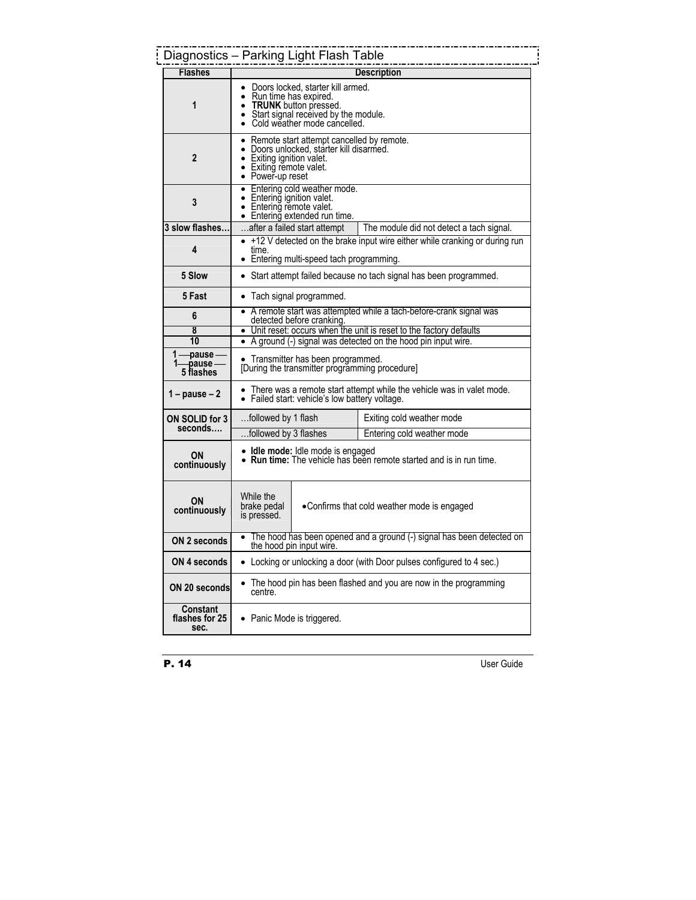## Diagnostics – Parking Light Flash Table

| Flashes | Description | |
|---|---|---|
| 1 | • Doors locked, starter kill armed.<br>• Run time has expired.<br>• **TRUNK** button pressed.<br>• Start signal received by the module.<br>• Cold weather mode cancelled. | |
| 2 | • Remote start attempt cancelled by remote.<br>• Doors unlocked, starter kill disarmed.<br>• Exiting ignition valet.<br>• Exiting remote valet.<br>• Power-up reset | |
| 3 | • Entering cold weather mode.<br>• Entering ignition valet.<br>• Entering remote valet.<br>• Entering extended run time. | |
| 3 slow flashes… | …after a failed start attempt | The module did not detect a tach signal. |
| 4 | • +12 V detected on the brake input wire either while cranking or during run time.<br>• Entering multi-speed tach programming. | |
| 5 Slow | • Start attempt failed because no tach signal has been programmed. | |
| 5 Fast | • Tach signal programmed. | |
| 6 | • A remote start was attempted while a tach-before-crank signal was detected before cranking. | |
| 8 | • Unit reset: occurs when the unit is reset to the factory defaults | |
| 10 | • A ground (-) signal was detected on the hood pin input wire. | |
| 1 —pause — 1—pause — 5 flashes | • Transmitter has been programmed.<br>[During the transmitter programming procedure] | |
| 1 – pause – 2 | • There was a remote start attempt while the vehicle was in valet mode.<br>• Failed start: vehicle's low battery voltage. | |
| ON SOLID for 3 seconds…. | …followed by 1 flash | Exiting cold weather mode |
| | …followed by 3 flashes | Entering cold weather mode |
| ON continuously | • **Idle mode:** Idle mode is engaged<br>• **Run time:** The vehicle has been remote started and is in run time. | |
| ON continuously | While the brake pedal is pressed. | • Confirms that cold weather mode is engaged |
| ON 2 seconds | • The hood has been opened and a ground (-) signal has been detected on the hood pin input wire. | |
| ON 4 seconds | • Locking or unlocking a door (with Door pulses configured to 4 sec.) | |
| ON 20 seconds | • The hood pin has been flashed and you are now in the programming centre. | |
| Constant flashes for 25 sec. | • Panic Mode is triggered. | |